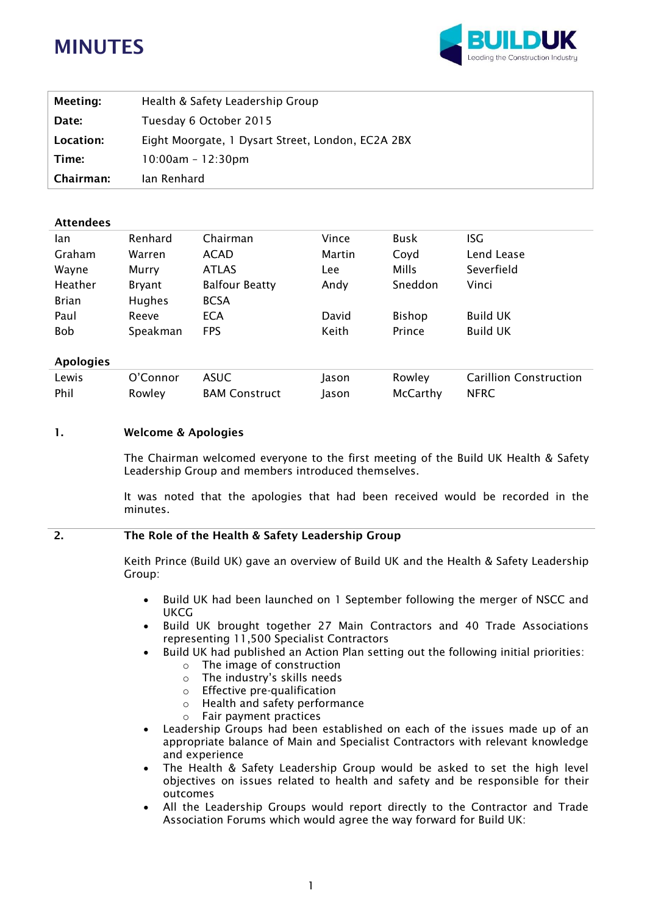# MINUTES

BUILDUK
Leading the Construction Industry

| | |
|---|---|
| **Meeting:** | Health & Safety Leadership Group |
| **Date:** | Tuesday 6 October 2015 |
| **Location:** | Eight Moorgate, 1 Dysart Street, London, EC2A 2BX |
| **Time:** | 10:00am – 12:30pm |
| **Chairman:** | Ian Renhard |

**Attendees**

| | | | | | |
|---|---|---|---|---|---|
| Ian | Renhard | Chairman | Vince | Busk | ISG |
| Graham | Warren | ACAD | Martin | Coyd | Lend Lease |
| Wayne | Murry | ATLAS | Lee | Mills | Severfield |
| Heather | Bryant | Balfour Beatty | Andy | Sneddon | Vinci |
| Brian | Hughes | BCSA | | | |
| Paul | Reeve | ECA | David | Bishop | Build UK |
| Bob | Speakman | FPS | Keith | Prince | Build UK |

**Apologies**

| | | | | | |
|---|---|---|---|---|---|
| Lewis | O'Connor | ASUC | Jason | Rowley | Carillion Construction |
| Phil | Rowley | BAM Construct | Jason | McCarthy | NFRC |

## 1. Welcome & Apologies

The Chairman welcomed everyone to the first meeting of the Build UK Health & Safety Leadership Group and members introduced themselves.

It was noted that the apologies that had been received would be recorded in the minutes.

## 2. The Role of the Health & Safety Leadership Group

Keith Prince (Build UK) gave an overview of Build UK and the Health & Safety Leadership Group:

- Build UK had been launched on 1 September following the merger of NSCC and UKCG
- Build UK brought together 27 Main Contractors and 40 Trade Associations representing 11,500 Specialist Contractors
- Build UK had published an Action Plan setting out the following initial priorities:
  - The image of construction
  - The industry's skills needs
  - Effective pre-qualification
  - Health and safety performance
  - Fair payment practices
- Leadership Groups had been established on each of the issues made up of an appropriate balance of Main and Specialist Contractors with relevant knowledge and experience
- The Health & Safety Leadership Group would be asked to set the high level objectives on issues related to health and safety and be responsible for their outcomes
- All the Leadership Groups would report directly to the Contractor and Trade Association Forums which would agree the way forward for Build UK: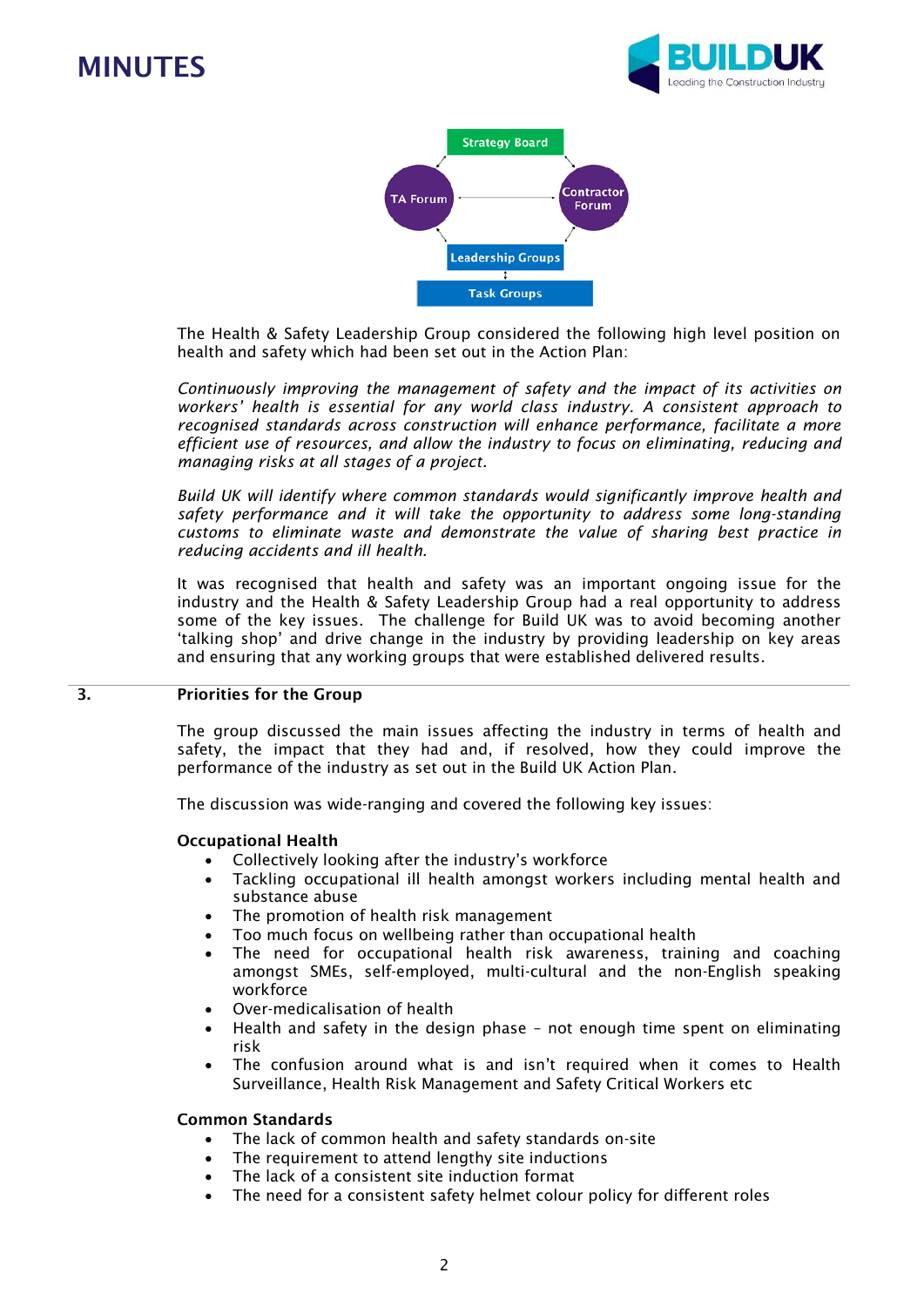The Health & Safety Leadership Group considered the following high level position on health and safety which had been set out in the Action Plan:

*Continuously improving the management of safety and the impact of its activities on workers' health is essential for any world class industry. A consistent approach to recognised standards across construction will enhance performance, facilitate a more efficient use of resources, and allow the industry to focus on eliminating, reducing and managing risks at all stages of a project.*

*Build UK will identify where common standards would significantly improve health and safety performance and it will take the opportunity to address some long-standing customs to eliminate waste and demonstrate the value of sharing best practice in reducing accidents and ill health.*

It was recognised that health and safety was an important ongoing issue for the industry and the Health & Safety Leadership Group had a real opportunity to address some of the key issues. The challenge for Build UK was to avoid becoming another 'talking shop' and drive change in the industry by providing leadership on key areas and ensuring that any working groups that were established delivered results.

## 3. Priorities for the Group

The group discussed the main issues affecting the industry in terms of health and safety, the impact that they had and, if resolved, how they could improve the performance of the industry as set out in the Build UK Action Plan.

The discussion was wide-ranging and covered the following key issues:

**Occupational Health**

- Collectively looking after the industry's workforce
- Tackling occupational ill health amongst workers including mental health and substance abuse
- The promotion of health risk management
- Too much focus on wellbeing rather than occupational health
- The need for occupational health risk awareness, training and coaching amongst SMEs, self-employed, multi-cultural and the non-English speaking workforce
- Over-medicalisation of health
- Health and safety in the design phase – not enough time spent on eliminating risk
- The confusion around what is and isn't required when it comes to Health Surveillance, Health Risk Management and Safety Critical Workers etc

**Common Standards**

- The lack of common health and safety standards on-site
- The requirement to attend lengthy site inductions
- The lack of a consistent site induction format
- The need for a consistent safety helmet colour policy for different roles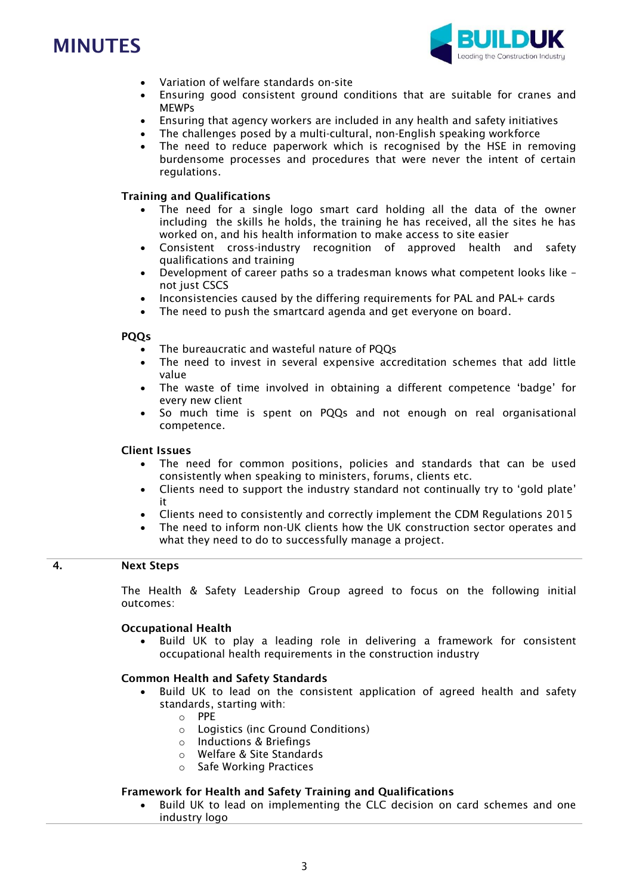- Variation of welfare standards on-site
- Ensuring good consistent ground conditions that are suitable for cranes and MEWPs
- Ensuring that agency workers are included in any health and safety initiatives
- The challenges posed by a multi-cultural, non-English speaking workforce
- The need to reduce paperwork which is recognised by the HSE in removing burdensome processes and procedures that were never the intent of certain regulations.

**Training and Qualifications**

- The need for a single logo smart card holding all the data of the owner including the skills he holds, the training he has received, all the sites he has worked on, and his health information to make access to site easier
- Consistent cross-industry recognition of approved health and safety qualifications and training
- Development of career paths so a tradesman knows what competent looks like – not just CSCS
- Inconsistencies caused by the differing requirements for PAL and PAL+ cards
- The need to push the smartcard agenda and get everyone on board.

**PQQs**

- The bureaucratic and wasteful nature of PQQs
- The need to invest in several expensive accreditation schemes that add little value
- The waste of time involved in obtaining a different competence 'badge' for every new client
- So much time is spent on PQQs and not enough on real organisational competence.

**Client Issues**

- The need for common positions, policies and standards that can be used consistently when speaking to ministers, forums, clients etc.
- Clients need to support the industry standard not continually try to 'gold plate' it
- Clients need to consistently and correctly implement the CDM Regulations 2015
- The need to inform non-UK clients how the UK construction sector operates and what they need to do to successfully manage a project.

## 4. Next Steps

The Health & Safety Leadership Group agreed to focus on the following initial outcomes:

**Occupational Health**

- Build UK to play a leading role in delivering a framework for consistent occupational health requirements in the construction industry

**Common Health and Safety Standards**

- Build UK to lead on the consistent application of agreed health and safety standards, starting with:
  - PPE
  - Logistics (inc Ground Conditions)
  - Inductions & Briefings
  - Welfare & Site Standards
  - Safe Working Practices

**Framework for Health and Safety Training and Qualifications**

- Build UK to lead on implementing the CLC decision on card schemes and one industry logo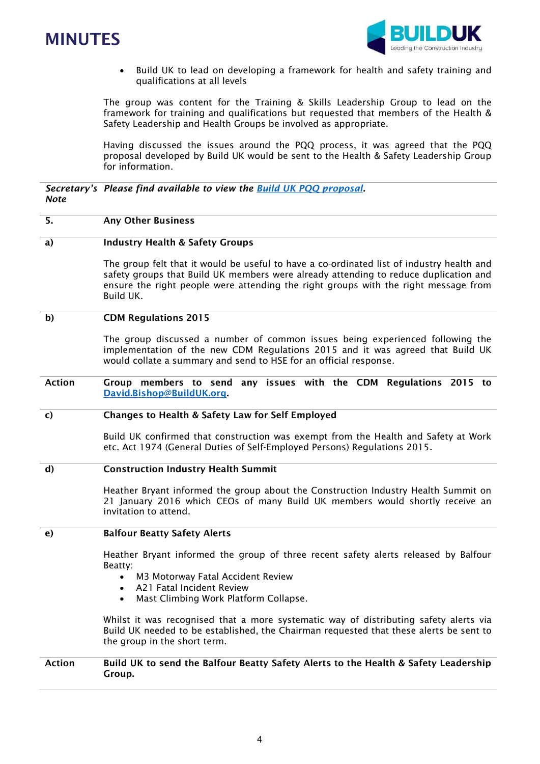- Build UK to lead on developing a framework for health and safety training and qualifications at all levels

The group was content for the Training & Skills Leadership Group to lead on the framework for training and qualifications but requested that members of the Health & Safety Leadership and Health Groups be involved as appropriate.

Having discussed the issues around the PQQ process, it was agreed that the PQQ proposal developed by Build UK would be sent to the Health & Safety Leadership Group for information.

***Secretary's Note*** *Please find available to view the* ***[Build UK PQQ proposal](#)****.*

**5. Any Other Business**

**a) Industry Health & Safety Groups**

The group felt that it would be useful to have a co-ordinated list of industry health and safety groups that Build UK members were already attending to reduce duplication and ensure the right people were attending the right groups with the right message from Build UK.

**b) CDM Regulations 2015**

The group discussed a number of common issues being experienced following the implementation of the new CDM Regulations 2015 and it was agreed that Build UK would collate a summary and send to HSE for an official response.

**Action** **Group members to send any issues with the CDM Regulations 2015 to David.Bishop@BuildUK.org.**

**c) Changes to Health & Safety Law for Self Employed**

Build UK confirmed that construction was exempt from the Health and Safety at Work etc. Act 1974 (General Duties of Self-Employed Persons) Regulations 2015.

**d) Construction Industry Health Summit**

Heather Bryant informed the group about the Construction Industry Health Summit on 21 January 2016 which CEOs of many Build UK members would shortly receive an invitation to attend.

**e) Balfour Beatty Safety Alerts**

Heather Bryant informed the group of three recent safety alerts released by Balfour Beatty:

- M3 Motorway Fatal Accident Review
- A21 Fatal Incident Review
- Mast Climbing Work Platform Collapse.

Whilst it was recognised that a more systematic way of distributing safety alerts via Build UK needed to be established, the Chairman requested that these alerts be sent to the group in the short term.

**Action** **Build UK to send the Balfour Beatty Safety Alerts to the Health & Safety Leadership Group.**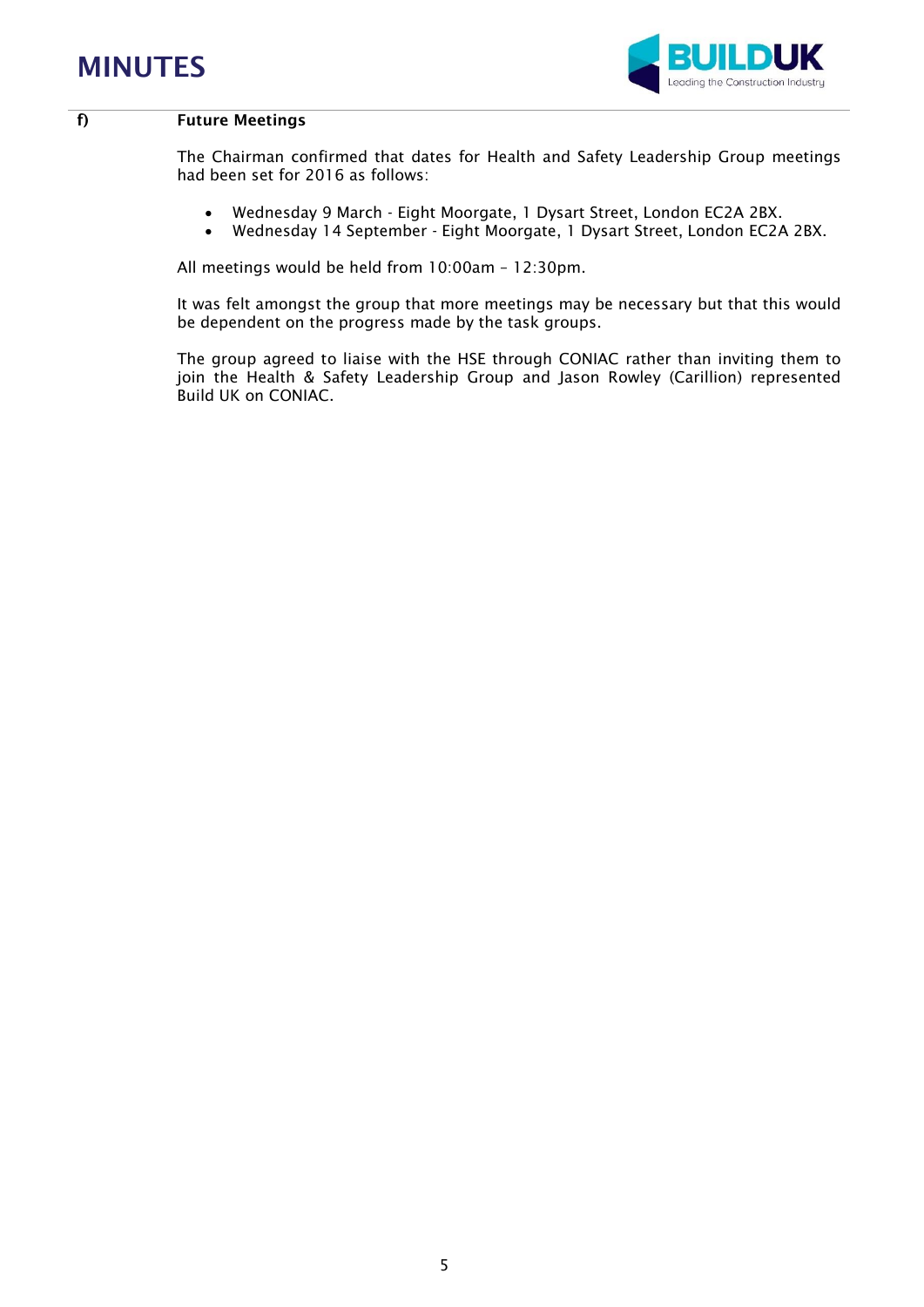**f)** **Future Meetings**

The Chairman confirmed that dates for Health and Safety Leadership Group meetings had been set for 2016 as follows:

- Wednesday 9 March - Eight Moorgate, 1 Dysart Street, London EC2A 2BX.
- Wednesday 14 September - Eight Moorgate, 1 Dysart Street, London EC2A 2BX.

All meetings would be held from 10:00am – 12:30pm.

It was felt amongst the group that more meetings may be necessary but that this would be dependent on the progress made by the task groups.

The group agreed to liaise with the HSE through CONIAC rather than inviting them to join the Health & Safety Leadership Group and Jason Rowley (Carillion) represented Build UK on CONIAC.